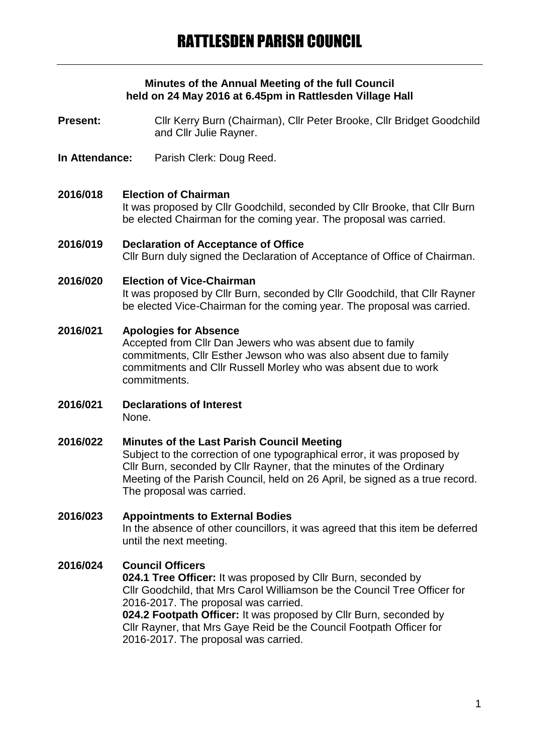# RATTLESDEN PARISH COUNCIL

**Minutes of the Annual Meeting of the full Council held on 24 May 2016 at 6.45pm in Rattlesden Village Hall**

**Present:** Cllr Kerry Burn (Chairman), Cllr Peter Brooke, Cllr Bridget Goodchild and Cllr Julie Rayner.

**In Attendance:** Parish Clerk: Doug Reed.

**2016/018 Election of Chairman**

It was proposed by Cllr Goodchild, seconded by Cllr Brooke, that Cllr Burn be elected Chairman for the coming year. The proposal was carried.

**2016/019 Declaration of Acceptance of Office**

Cllr Burn duly signed the Declaration of Acceptance of Office of Chairman.

**2016/020 Election of Vice-Chairman**

It was proposed by Cllr Burn, seconded by Cllr Goodchild, that Cllr Rayner be elected Vice-Chairman for the coming year. The proposal was carried.

**2016/021 Apologies for Absence**

Accepted from Cllr Dan Jewers who was absent due to family commitments, Cllr Esther Jewson who was also absent due to family commitments and Cllr Russell Morley who was absent due to work commitments.

**2016/021 Declarations of Interest**

None.

**2016/022 Minutes of the Last Parish Council Meeting**

Subject to the correction of one typographical error, it was proposed by Cllr Burn, seconded by Cllr Rayner, that the minutes of the Ordinary Meeting of the Parish Council, held on 26 April, be signed as a true record. The proposal was carried.

**2016/023 Appointments to External Bodies**

In the absence of other councillors, it was agreed that this item be deferred until the next meeting.

**2016/024 Council Officers**

**024.1 Tree Officer:** It was proposed by Cllr Burn, seconded by Cllr Goodchild, that Mrs Carol Williamson be the Council Tree Officer for 2016-2017. The proposal was carried.

**024.2 Footpath Officer:** It was proposed by Cllr Burn, seconded by Cllr Rayner, that Mrs Gaye Reid be the Council Footpath Officer for 2016-2017. The proposal was carried.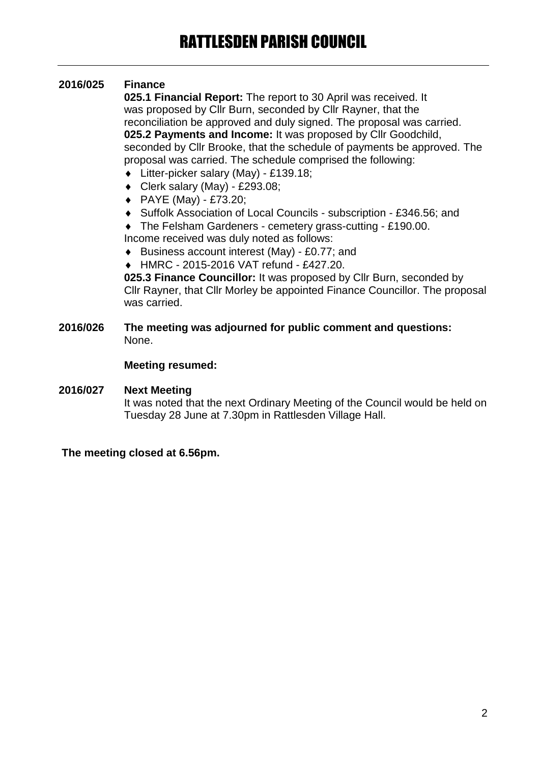**2016/025 Finance**

**025.1 Financial Report:** The report to 30 April was received. It was proposed by Cllr Burn, seconded by Cllr Rayner, that the reconciliation be approved and duly signed. The proposal was carried.

**025.2 Payments and Income:** It was proposed by Cllr Goodchild, seconded by Cllr Brooke, that the schedule of payments be approved. The proposal was carried. The schedule comprised the following:

- Litter-picker salary (May) - £139.18;
- Clerk salary (May) - £293.08;
- PAYE (May) - £73.20;
- Suffolk Association of Local Councils - subscription - £346.56; and
- The Felsham Gardeners - cemetery grass-cutting - £190.00.

Income received was duly noted as follows:

- Business account interest (May) - £0.77; and
- HMRC - 2015-2016 VAT refund - £427.20.

**025.3 Finance Councillor:** It was proposed by Cllr Burn, seconded by Cllr Rayner, that Cllr Morley be appointed Finance Councillor. The proposal was carried.

**2016/026 The meeting was adjourned for public comment and questions:** None.

**Meeting resumed:**

**2016/027 Next Meeting**

It was noted that the next Ordinary Meeting of the Council would be held on Tuesday 28 June at 7.30pm in Rattlesden Village Hall.

**The meeting closed at 6.56pm.**